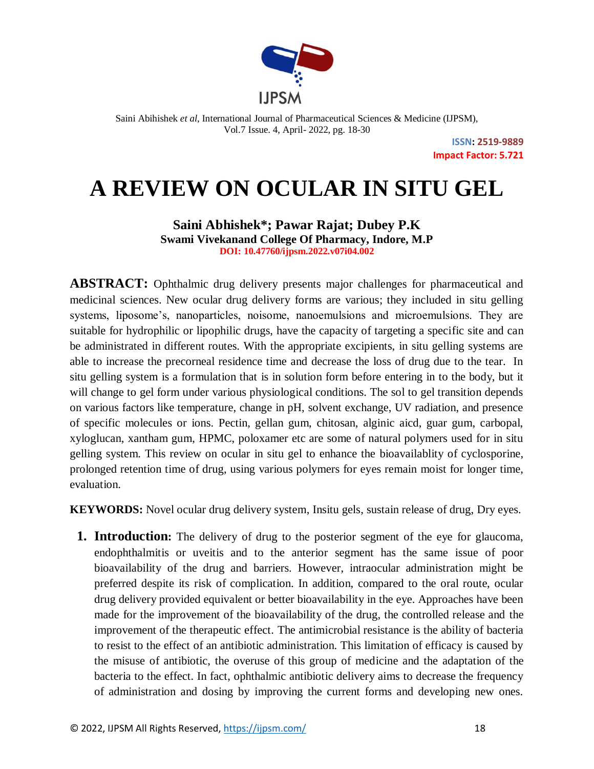ISSN: 2519-9889
Impact Factor: 5.721

# A REVIEW ON OCULAR IN SITU GEL

**Saini Abhishek*; Pawar Rajat; Dubey P.K**
**Swami Vivekanand College Of Pharmacy, Indore, M.P**
**DOI: 10.47760/ijpsm.2022.v07i04.002**

**ABSTRACT:** Ophthalmic drug delivery presents major challenges for pharmaceutical and medicinal sciences. New ocular drug delivery forms are various; they included in situ gelling systems, liposome's, nanoparticles, noisome, nanoemulsions and microemulsions. They are suitable for hydrophilic or lipophilic drugs, have the capacity of targeting a specific site and can be administrated in different routes. With the appropriate excipients, in situ gelling systems are able to increase the precorneal residence time and decrease the loss of drug due to the tear. In situ gelling system is a formulation that is in solution form before entering in to the body, but it will change to gel form under various physiological conditions. The sol to gel transition depends on various factors like temperature, change in pH, solvent exchange, UV radiation, and presence of specific molecules or ions. Pectin, gellan gum, chitosan, alginic aicd, guar gum, carbopal, xyloglucan, xantham gum, HPMC, poloxamer etc are some of natural polymers used for in situ gelling system. This review on ocular in situ gel to enhance the bioavailablity of cyclosporine, prolonged retention time of drug, using various polymers for eyes remain moist for longer time, evaluation.

**KEYWORDS:** Novel ocular drug delivery system, Insitu gels, sustain release of drug, Dry eyes.

1. **Introduction:** The delivery of drug to the posterior segment of the eye for glaucoma, endophthalmitis or uveitis and to the anterior segment has the same issue of poor bioavailability of the drug and barriers. However, intraocular administration might be preferred despite its risk of complication. In addition, compared to the oral route, ocular drug delivery provided equivalent or better bioavailability in the eye. Approaches have been made for the improvement of the bioavailability of the drug, the controlled release and the improvement of the therapeutic effect. The antimicrobial resistance is the ability of bacteria to resist to the effect of an antibiotic administration. This limitation of efficacy is caused by the misuse of antibiotic, the overuse of this group of medicine and the adaptation of the bacteria to the effect. In fact, ophthalmic antibiotic delivery aims to decrease the frequency of administration and dosing by improving the current forms and developing new ones.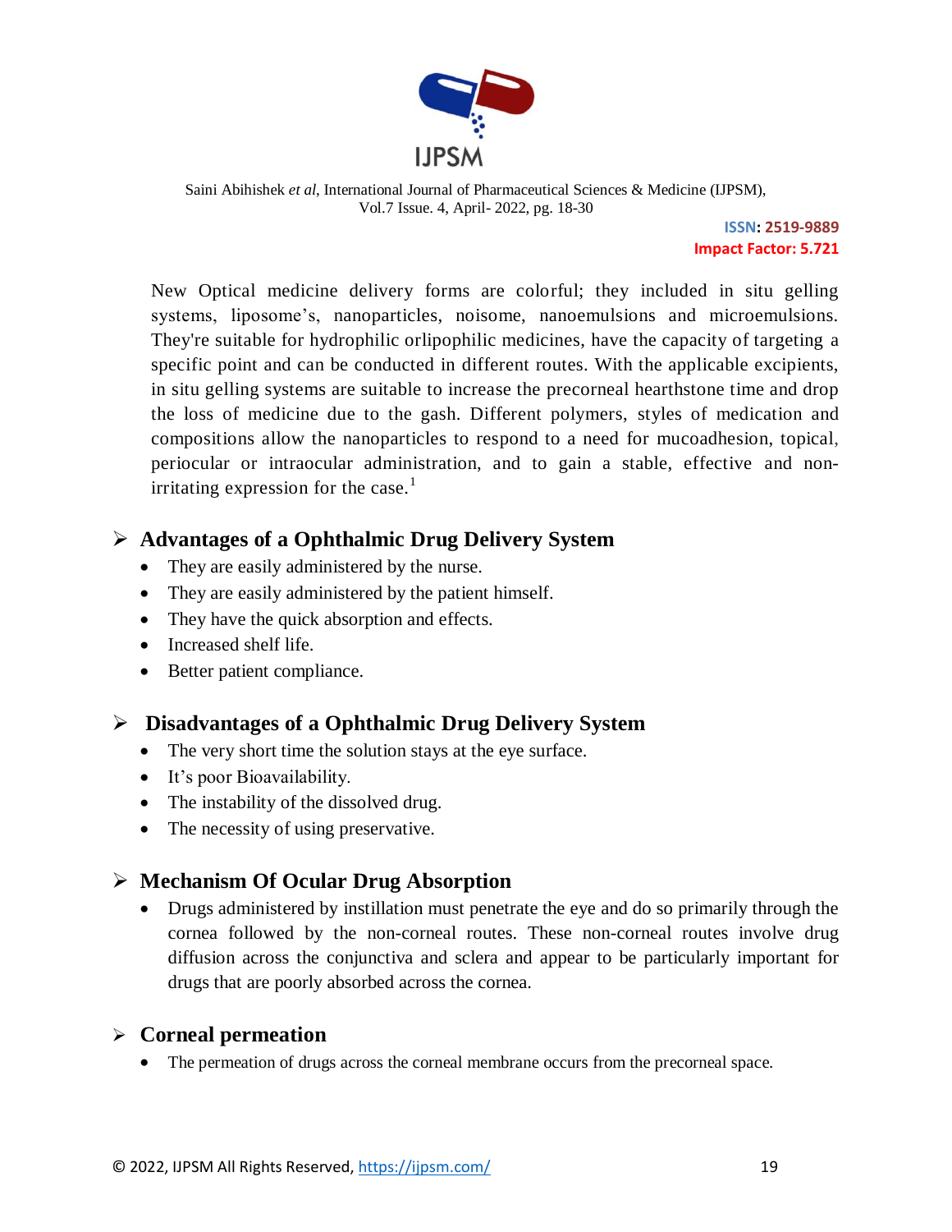New Optical medicine delivery forms are colorful; they included in situ gelling systems, liposome's, nanoparticles, noisome, nanoemulsions and microemulsions. They're suitable for hydrophilic orlipophilic medicines, have the capacity of targeting a specific point and can be conducted in different routes. With the applicable excipients, in situ gelling systems are suitable to increase the precorneal hearthstone time and drop the loss of medicine due to the gash. Different polymers, styles of medication and compositions allow the nanoparticles to respond to a need for mucoadhesion, topical, periocular or intraocular administration, and to gain a stable, effective and non-irritating expression for the case.[1]

## Advantages of a Ophthalmic Drug Delivery System

- They are easily administered by the nurse.
- They are easily administered by the patient himself.
- They have the quick absorption and effects.
- Increased shelf life.
- Better patient compliance.

## Disadvantages of a Ophthalmic Drug Delivery System

- The very short time the solution stays at the eye surface.
- It's poor Bioavailability.
- The instability of the dissolved drug.
- The necessity of using preservative.

## Mechanism Of Ocular Drug Absorption

- Drugs administered by instillation must penetrate the eye and do so primarily through the cornea followed by the non-corneal routes. These non-corneal routes involve drug diffusion across the conjunctiva and sclera and appear to be particularly important for drugs that are poorly absorbed across the cornea.

## Corneal permeation

- The permeation of drugs across the corneal membrane occurs from the precorneal space.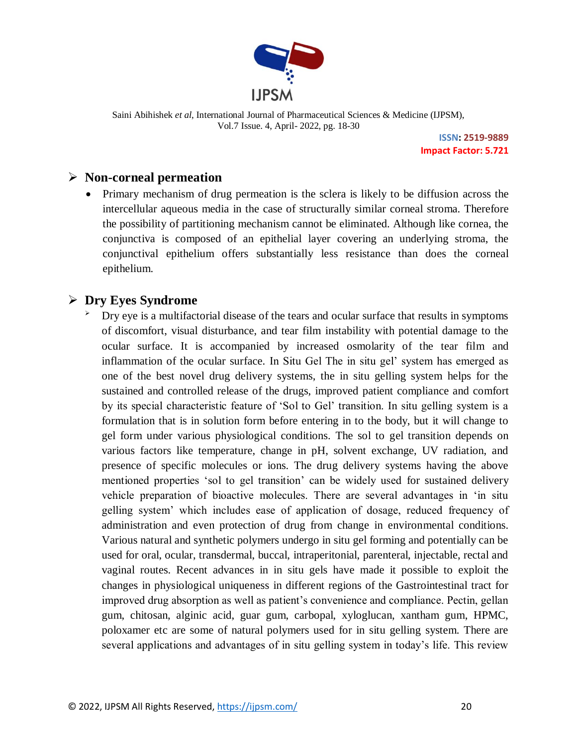## Non-corneal permeation

- Primary mechanism of drug permeation is the sclera is likely to be diffusion across the intercellular aqueous media in the case of structurally similar corneal stroma. Therefore the possibility of partitioning mechanism cannot be eliminated. Although like cornea, the conjunctiva is composed of an epithelial layer covering an underlying stroma, the conjunctival epithelium offers substantially less resistance than does the corneal epithelium.

## Dry Eyes Syndrome

- Dry eye is a multifactorial disease of the tears and ocular surface that results in symptoms of discomfort, visual disturbance, and tear film instability with potential damage to the ocular surface. It is accompanied by increased osmolarity of the tear film and inflammation of the ocular surface. In Situ Gel The in situ gel' system has emerged as one of the best novel drug delivery systems, the in situ gelling system helps for the sustained and controlled release of the drugs, improved patient compliance and comfort by its special characteristic feature of 'Sol to Gel' transition. In situ gelling system is a formulation that is in solution form before entering in to the body, but it will change to gel form under various physiological conditions. The sol to gel transition depends on various factors like temperature, change in pH, solvent exchange, UV radiation, and presence of specific molecules or ions. The drug delivery systems having the above mentioned properties 'sol to gel transition' can be widely used for sustained delivery vehicle preparation of bioactive molecules. There are several advantages in 'in situ gelling system' which includes ease of application of dosage, reduced frequency of administration and even protection of drug from change in environmental conditions. Various natural and synthetic polymers undergo in situ gel forming and potentially can be used for oral, ocular, transdermal, buccal, intraperitonial, parenteral, injectable, rectal and vaginal routes. Recent advances in in situ gels have made it possible to exploit the changes in physiological uniqueness in different regions of the Gastrointestinal tract for improved drug absorption as well as patient's convenience and compliance. Pectin, gellan gum, chitosan, alginic acid, guar gum, carbopal, xyloglucan, xantham gum, HPMC, poloxamer etc are some of natural polymers used for in situ gelling system. There are several applications and advantages of in situ gelling system in today's life. This review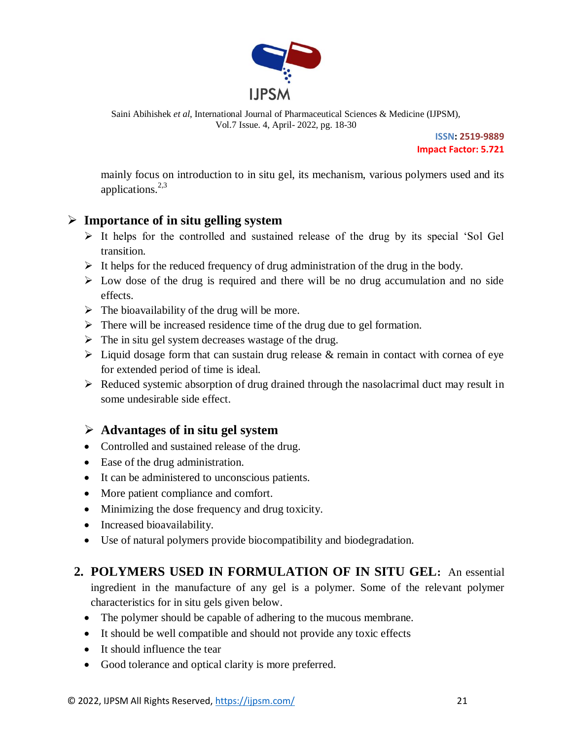mainly focus on introduction to in situ gel, its mechanism, various polymers used and its applications.[2,3]

## ➢ Importance of in situ gelling system

- ➢ It helps for the controlled and sustained release of the drug by its special 'Sol Gel transition.
- ➢ It helps for the reduced frequency of drug administration of the drug in the body.
- ➢ Low dose of the drug is required and there will be no drug accumulation and no side effects.
- ➢ The bioavailability of the drug will be more.
- ➢ There will be increased residence time of the drug due to gel formation.
- ➢ The in situ gel system decreases wastage of the drug.
- ➢ Liquid dosage form that can sustain drug release & remain in contact with cornea of eye for extended period of time is ideal.
- ➢ Reduced systemic absorption of drug drained through the nasolacrimal duct may result in some undesirable side effect.

### ➢ Advantages of in situ gel system

- Controlled and sustained release of the drug.
- Ease of the drug administration.
- It can be administered to unconscious patients.
- More patient compliance and comfort.
- Minimizing the dose frequency and drug toxicity.
- Increased bioavailability.
- Use of natural polymers provide biocompatibility and biodegradation.

## 2. POLYMERS USED IN FORMULATION OF IN SITU GEL:

An essential ingredient in the manufacture of any gel is a polymer. Some of the relevant polymer characteristics for in situ gels given below.

- The polymer should be capable of adhering to the mucous membrane.
- It should be well compatible and should not provide any toxic effects
- It should influence the tear
- Good tolerance and optical clarity is more preferred.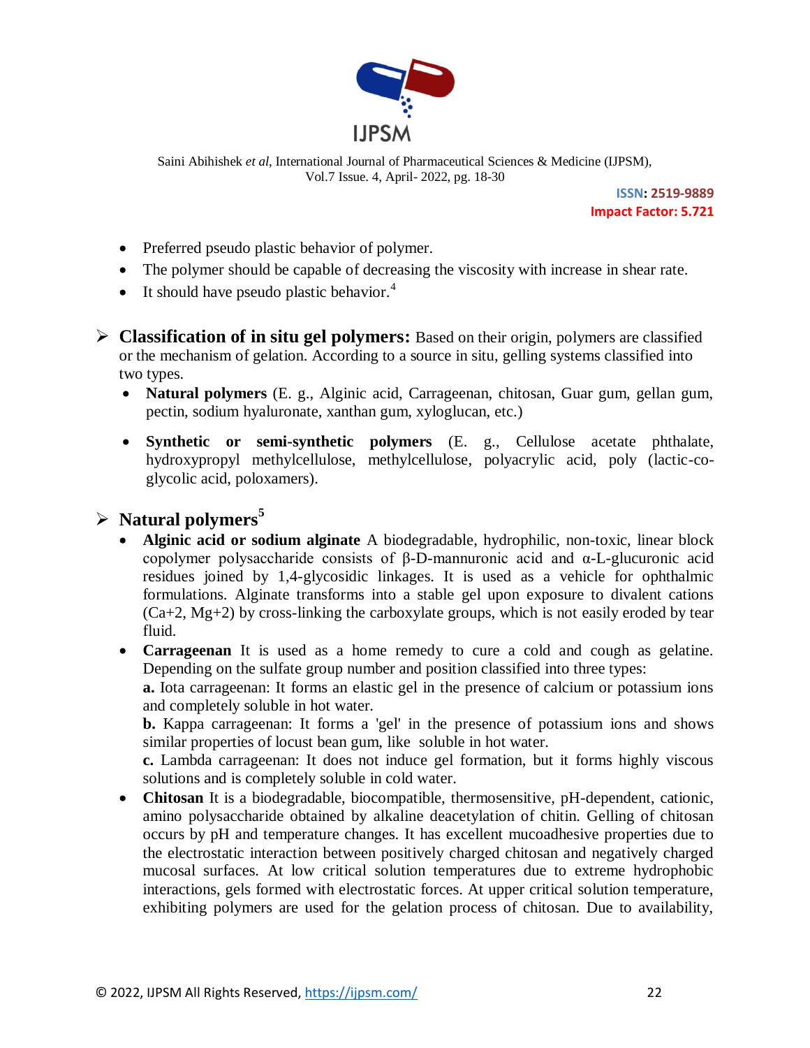- Preferred pseudo plastic behavior of polymer.
- The polymer should be capable of decreasing the viscosity with increase in shear rate.
- It should have pseudo plastic behavior.[4]

## Classification of in situ gel polymers:

Based on their origin, polymers are classified or the mechanism of gelation. According to a source in situ, gelling systems classified into two types.

- **Natural polymers** (E. g., Alginic acid, Carrageenan, chitosan, Guar gum, gellan gum, pectin, sodium hyaluronate, xanthan gum, xyloglucan, etc.)
- **Synthetic or semi-synthetic polymers** (E. g., Cellulose acetate phthalate, hydroxypropyl methylcellulose, methylcellulose, polyacrylic acid, poly (lactic-co-glycolic acid, poloxamers).

## Natural polymers[5]

- **Alginic acid or sodium alginate** A biodegradable, hydrophilic, non-toxic, linear block copolymer polysaccharide consists of β-D-mannuronic acid and α-L-glucuronic acid residues joined by 1,4-glycosidic linkages. It is used as a vehicle for ophthalmic formulations. Alginate transforms into a stable gel upon exposure to divalent cations ($Ca^{+2}$, $Mg^{+2}$) by cross-linking the carboxylate groups, which is not easily eroded by tear fluid.
- **Carrageenan** It is used as a home remedy to cure a cold and cough as gelatine. Depending on the sulfate group number and position classified into three types:
  **a.** Iota carrageenan: It forms an elastic gel in the presence of calcium or potassium ions and completely soluble in hot water.
  **b.** Kappa carrageenan: It forms a 'gel' in the presence of potassium ions and shows similar properties of locust bean gum, like soluble in hot water.
  **c.** Lambda carrageenan: It does not induce gel formation, but it forms highly viscous solutions and is completely soluble in cold water.
- **Chitosan** It is a biodegradable, biocompatible, thermosensitive, pH-dependent, cationic, amino polysaccharide obtained by alkaline deacetylation of chitin. Gelling of chitosan occurs by pH and temperature changes. It has excellent mucoadhesive properties due to the electrostatic interaction between positively charged chitosan and negatively charged mucosal surfaces. At low critical solution temperatures due to extreme hydrophobic interactions, gels formed with electrostatic forces. At upper critical solution temperature, exhibiting polymers are used for the gelation process of chitosan. Due to availability,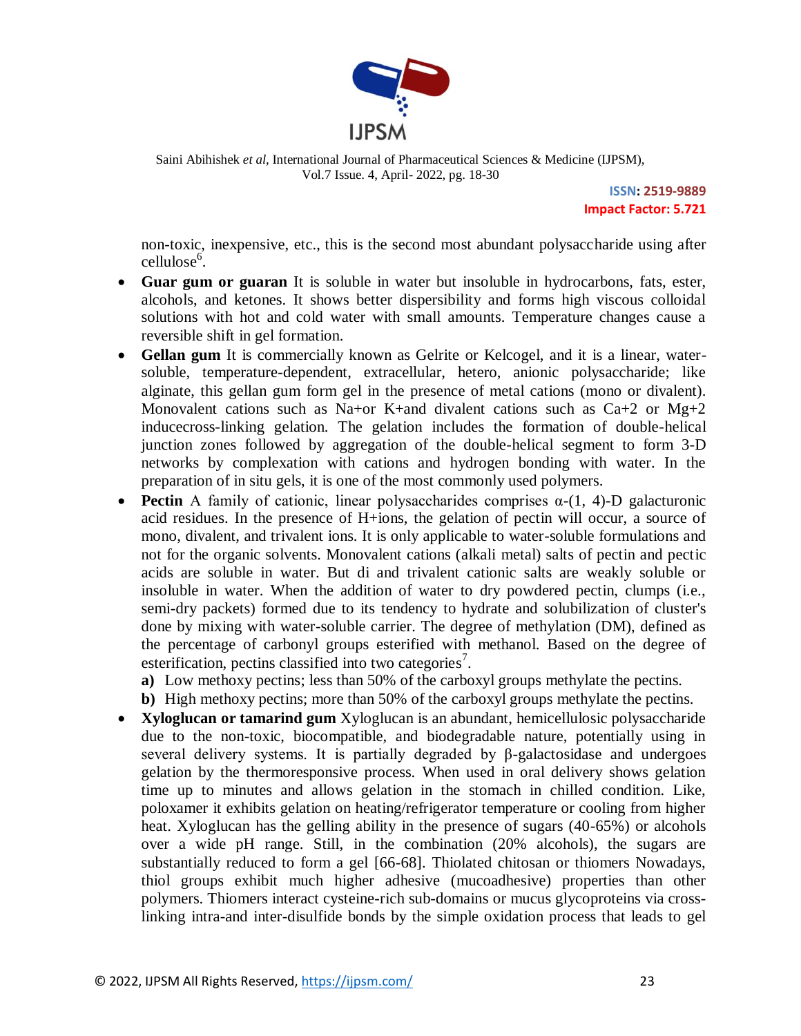non-toxic, inexpensive, etc., this is the second most abundant polysaccharide using after cellulose[6].

- **Guar gum or guaran** It is soluble in water but insoluble in hydrocarbons, fats, ester, alcohols, and ketones. It shows better dispersibility and forms high viscous colloidal solutions with hot and cold water with small amounts. Temperature changes cause a reversible shift in gel formation.
- **Gellan gum** It is commercially known as Gelrite or Kelcogel, and it is a linear, water-soluble, temperature-dependent, extracellular, hetero, anionic polysaccharide; like alginate, this gellan gum form gel in the presence of metal cations (mono or divalent). Monovalent cations such as $Na^{+}$or $K^{+}$and divalent cations such as $Ca^{+2}$ or $Mg^{+2}$ inducecross-linking gelation. The gelation includes the formation of double-helical junction zones followed by aggregation of the double-helical segment to form 3-D networks by complexation with cations and hydrogen bonding with water. In the preparation of in situ gels, it is one of the most commonly used polymers.
- **Pectin** A family of cationic, linear polysaccharides comprises α-(1, 4)-D galacturonic acid residues. In the presence of $H^{+}$ions, the gelation of pectin will occur, a source of mono, divalent, and trivalent ions. It is only applicable to water-soluble formulations and not for the organic solvents. Monovalent cations (alkali metal) salts of pectin and pectic acids are soluble in water. But di and trivalent cationic salts are weakly soluble or insoluble in water. When the addition of water to dry powdered pectin, clumps (i.e., semi-dry packets) formed due to its tendency to hydrate and solubilization of cluster's done by mixing with water-soluble carrier. The degree of methylation (DM), defined as the percentage of carbonyl groups esterified with methanol. Based on the degree of esterification, pectins classified into two categories[7].
  - **a)** Low methoxy pectins; less than 50% of the carboxyl groups methylate the pectins.
  - **b)** High methoxy pectins; more than 50% of the carboxyl groups methylate the pectins.
- **Xyloglucan or tamarind gum** Xyloglucan is an abundant, hemicellulosic polysaccharide due to the non-toxic, biocompatible, and biodegradable nature, potentially using in several delivery systems. It is partially degraded by β-galactosidase and undergoes gelation by the thermoresponsive process. When used in oral delivery shows gelation time up to minutes and allows gelation in the stomach in chilled condition. Like, poloxamer it exhibits gelation on heating/refrigerator temperature or cooling from higher heat. Xyloglucan has the gelling ability in the presence of sugars (40-65%) or alcohols over a wide pH range. Still, in the combination (20% alcohols), the sugars are substantially reduced to form a gel [66-68]. Thiolated chitosan or thiomers Nowadays, thiol groups exhibit much higher adhesive (mucoadhesive) properties than other polymers. Thiomers interact cysteine-rich sub-domains or mucus glycoproteins via cross-linking intra-and inter-disulfide bonds by the simple oxidation process that leads to gel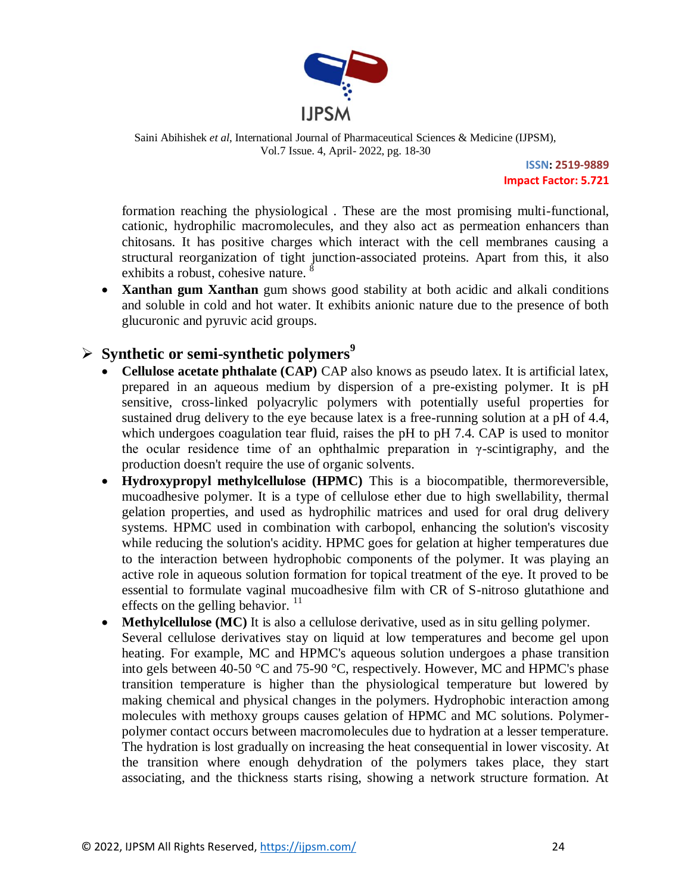formation reaching the physiological . These are the most promising multi-functional, cationic, hydrophilic macromolecules, and they also act as permeation enhancers than chitosans. It has positive charges which interact with the cell membranes causing a structural reorganization of tight junction-associated proteins. Apart from this, it also exhibits a robust, cohesive nature. [8]

- **Xanthan gum Xanthan** gum shows good stability at both acidic and alkali conditions and soluble in cold and hot water. It exhibits anionic nature due to the presence of both glucuronic and pyruvic acid groups.

## ➢ Synthetic or semi-synthetic polymers[9]

- **Cellulose acetate phthalate (CAP)** CAP also knows as pseudo latex. It is artificial latex, prepared in an aqueous medium by dispersion of a pre-existing polymer. It is pH sensitive, cross-linked polyacrylic polymers with potentially useful properties for sustained drug delivery to the eye because latex is a free-running solution at a pH of 4.4, which undergoes coagulation tear fluid, raises the pH to pH 7.4. CAP is used to monitor the ocular residence time of an ophthalmic preparation in γ-scintigraphy, and the production doesn't require the use of organic solvents.
- **Hydroxypropyl methylcellulose (HPMC)** This is a biocompatible, thermoreversible, mucoadhesive polymer. It is a type of cellulose ether due to high swellability, thermal gelation properties, and used as hydrophilic matrices and used for oral drug delivery systems. HPMC used in combination with carbopol, enhancing the solution's viscosity while reducing the solution's acidity. HPMC goes for gelation at higher temperatures due to the interaction between hydrophobic components of the polymer. It was playing an active role in aqueous solution formation for topical treatment of the eye. It proved to be essential to formulate vaginal mucoadhesive film with CR of S-nitroso glutathione and effects on the gelling behavior. [11]
- **Methylcellulose (MC)** It is also a cellulose derivative, used as in situ gelling polymer. Several cellulose derivatives stay on liquid at low temperatures and become gel upon heating. For example, MC and HPMC's aqueous solution undergoes a phase transition into gels between 40-50 °C and 75-90 °C, respectively. However, MC and HPMC's phase transition temperature is higher than the physiological temperature but lowered by making chemical and physical changes in the polymers. Hydrophobic interaction among molecules with methoxy groups causes gelation of HPMC and MC solutions. Polymer-polymer contact occurs between macromolecules due to hydration at a lesser temperature. The hydration is lost gradually on increasing the heat consequential in lower viscosity. At the transition where enough dehydration of the polymers takes place, they start associating, and the thickness starts rising, showing a network structure formation. At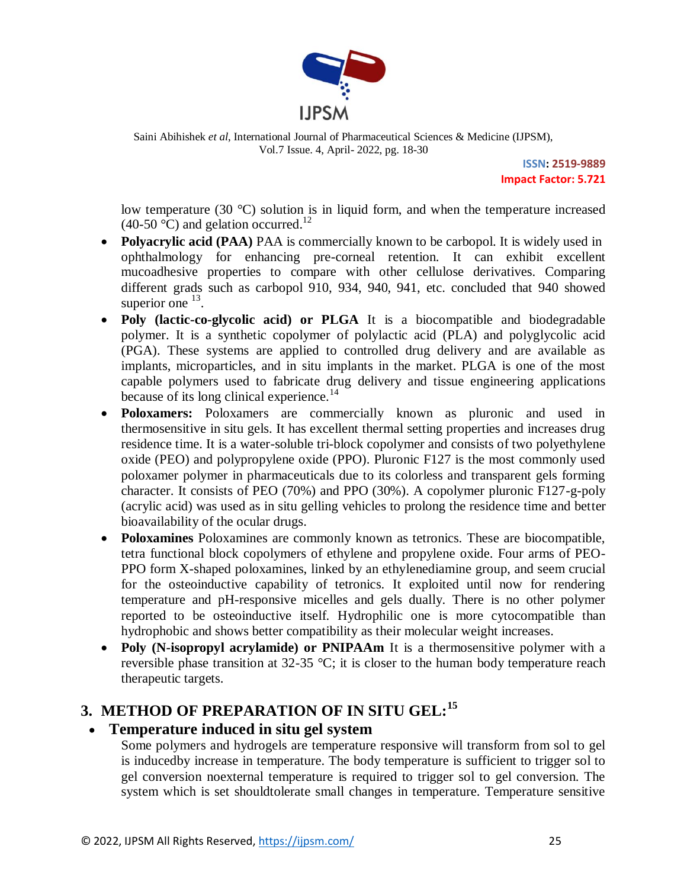low temperature (30 °C) solution is in liquid form, and when the temperature increased (40-50 °C) and gelation occurred.[12]

- **Polyacrylic acid (PAA)** PAA is commercially known to be carbopol. It is widely used in ophthalmology for enhancing pre-corneal retention. It can exhibit excellent mucoadhesive properties to compare with other cellulose derivatives. Comparing different grads such as carbopol 910, 934, 940, 941, etc. concluded that 940 showed superior one [13].
- **Poly (lactic-co-glycolic acid) or PLGA** It is a biocompatible and biodegradable polymer. It is a synthetic copolymer of polylactic acid (PLA) and polyglycolic acid (PGA). These systems are applied to controlled drug delivery and are available as implants, microparticles, and in situ implants in the market. PLGA is one of the most capable polymers used to fabricate drug delivery and tissue engineering applications because of its long clinical experience.[14]
- **Poloxamers:** Poloxamers are commercially known as pluronic and used in thermosensitive in situ gels. It has excellent thermal setting properties and increases drug residence time. It is a water-soluble tri-block copolymer and consists of two polyethylene oxide (PEO) and polypropylene oxide (PPO). Pluronic F127 is the most commonly used poloxamer polymer in pharmaceuticals due to its colorless and transparent gels forming character. It consists of PEO (70%) and PPO (30%). A copolymer pluronic F127-g-poly (acrylic acid) was used as in situ gelling vehicles to prolong the residence time and better bioavailability of the ocular drugs.
- **Poloxamines** Poloxamines are commonly known as tetronics. These are biocompatible, tetra functional block copolymers of ethylene and propylene oxide. Four arms of PEO-PPO form X-shaped poloxamines, linked by an ethylenediamine group, and seem crucial for the osteoinductive capability of tetronics. It exploited until now for rendering temperature and pH-responsive micelles and gels dually. There is no other polymer reported to be osteoinductive itself. Hydrophilic one is more cytocompatible than hydrophobic and shows better compatibility as their molecular weight increases.
- **Poly (N-isopropyl acrylamide) or PNIPAAm** It is a thermosensitive polymer with a reversible phase transition at 32-35 °C; it is closer to the human body temperature reach therapeutic targets.

## 3. METHOD OF PREPARATION OF IN SITU GEL:[15]

- **Temperature induced in situ gel system**

Some polymers and hydrogels are temperature responsive will transform from sol to gel is inducedby increase in temperature. The body temperature is sufficient to trigger sol to gel conversion noexternal temperature is required to trigger sol to gel conversion. The system which is set shouldtolerate small changes in temperature. Temperature sensitive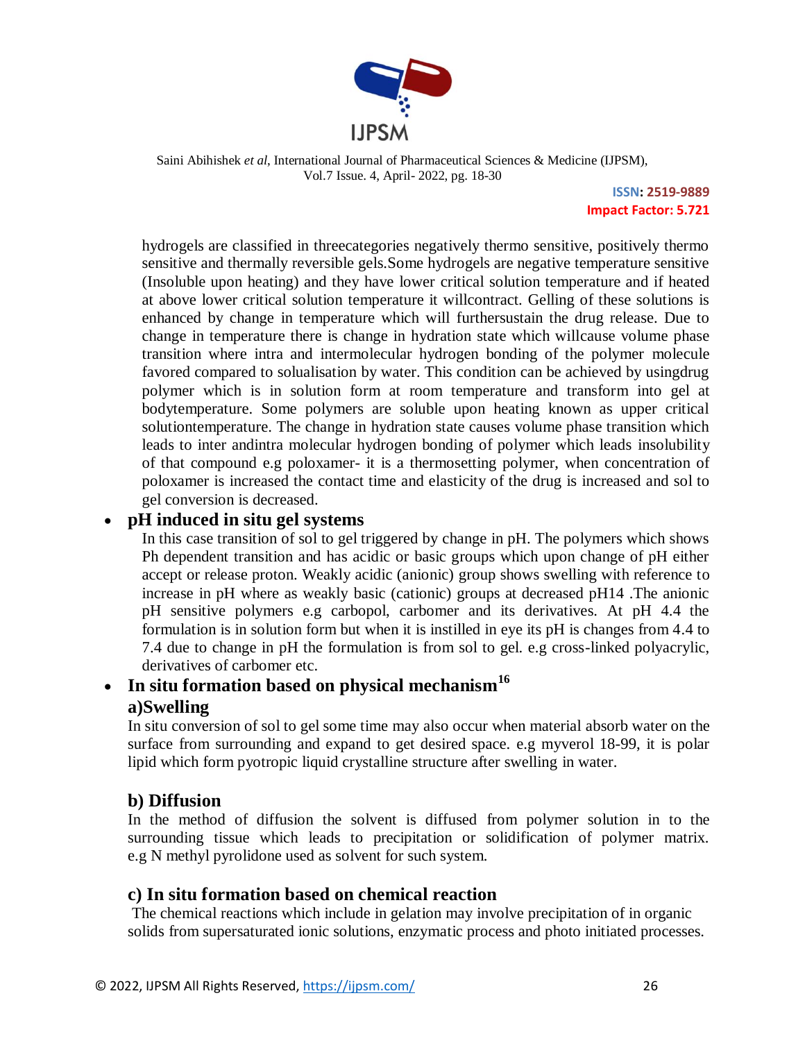hydrogels are classified in threecategories negatively thermo sensitive, positively thermo sensitive and thermally reversible gels.Some hydrogels are negative temperature sensitive (Insoluble upon heating) and they have lower critical solution temperature and if heated at above lower critical solution temperature it willcontract. Gelling of these solutions is enhanced by change in temperature which will furthersustain the drug release. Due to change in temperature there is change in hydration state which willcause volume phase transition where intra and intermolecular hydrogen bonding of the polymer molecule favored compared to solualisation by water. This condition can be achieved by usingdrug polymer which is in solution form at room temperature and transform into gel at bodytemperature. Some polymers are soluble upon heating known as upper critical solutiontemperature. The change in hydration state causes volume phase transition which leads to inter andintra molecular hydrogen bonding of polymer which leads insolubility of that compound e.g poloxamer- it is a thermosetting polymer, when concentration of poloxamer is increased the contact time and elasticity of the drug is increased and sol to gel conversion is decreased.

- **pH induced in situ gel systems**

  In this case transition of sol to gel triggered by change in pH. The polymers which shows Ph dependent transition and has acidic or basic groups which upon change of pH either accept or release proton. Weakly acidic (anionic) group shows swelling with reference to increase in pH where as weakly basic (cationic) groups at decreased pH14 .The anionic pH sensitive polymers e.g carbopol, carbomer and its derivatives. At pH 4.4 the formulation is in solution form but when it is instilled in eye its pH is changes from 4.4 to 7.4 due to change in pH the formulation is from sol to gel. e.g cross-linked polyacrylic, derivatives of carbomer etc.

- **In situ formation based on physical mechanism[16]**

**a)Swelling**

In situ conversion of sol to gel some time may also occur when material absorb water on the surface from surrounding and expand to get desired space. e.g myverol 18-99, it is polar lipid which form pyotropic liquid crystalline structure after swelling in water.

**b) Diffusion**

In the method of diffusion the solvent is diffused from polymer solution in to the surrounding tissue which leads to precipitation or solidification of polymer matrix. e.g N methyl pyrolidone used as solvent for such system.

**c) In situ formation based on chemical reaction**

The chemical reactions which include in gelation may involve precipitation of in organic solids from supersaturated ionic solutions, enzymatic process and photo initiated processes.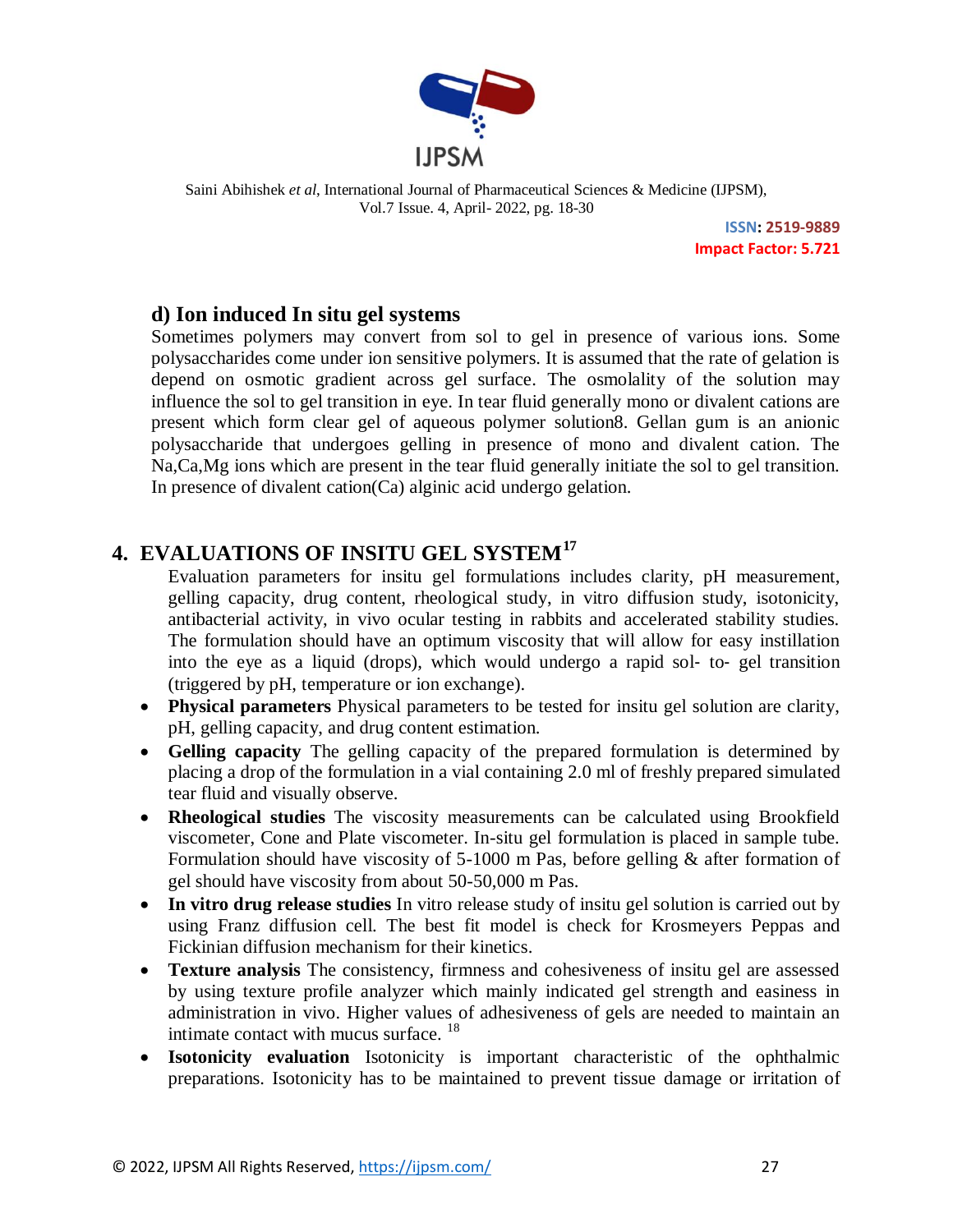### d) Ion induced In situ gel systems

Sometimes polymers may convert from sol to gel in presence of various ions. Some polysaccharides come under ion sensitive polymers. It is assumed that the rate of gelation is depend on osmotic gradient across gel surface. The osmolality of the solution may influence the sol to gel transition in eye. In tear fluid generally mono or divalent cations are present which form clear gel of aqueous polymer solution8. Gellan gum is an anionic polysaccharide that undergoes gelling in presence of mono and divalent cation. The Na,Ca,Mg ions which are present in the tear fluid generally initiate the sol to gel transition. In presence of divalent cation(Ca) alginic acid undergo gelation.

## 4. EVALUATIONS OF INSITU GEL SYSTEM[17]

Evaluation parameters for insitu gel formulations includes clarity, pH measurement, gelling capacity, drug content, rheological study, in vitro diffusion study, isotonicity, antibacterial activity, in vivo ocular testing in rabbits and accelerated stability studies. The formulation should have an optimum viscosity that will allow for easy instillation into the eye as a liquid (drops), which would undergo a rapid sol- to- gel transition (triggered by pH, temperature or ion exchange).

- **Physical parameters** Physical parameters to be tested for insitu gel solution are clarity, pH, gelling capacity, and drug content estimation.
- **Gelling capacity** The gelling capacity of the prepared formulation is determined by placing a drop of the formulation in a vial containing 2.0 ml of freshly prepared simulated tear fluid and visually observe.
- **Rheological studies** The viscosity measurements can be calculated using Brookfield viscometer, Cone and Plate viscometer. In-situ gel formulation is placed in sample tube. Formulation should have viscosity of 5-1000 m Pas, before gelling & after formation of gel should have viscosity from about 50-50,000 m Pas.
- **In vitro drug release studies** In vitro release study of insitu gel solution is carried out by using Franz diffusion cell. The best fit model is check for Krosmeyers Peppas and Fickinian diffusion mechanism for their kinetics.
- **Texture analysis** The consistency, firmness and cohesiveness of insitu gel are assessed by using texture profile analyzer which mainly indicated gel strength and easiness in administration in vivo. Higher values of adhesiveness of gels are needed to maintain an intimate contact with mucus surface. [18]
- **Isotonicity evaluation** Isotonicity is important characteristic of the ophthalmic preparations. Isotonicity has to be maintained to prevent tissue damage or irritation of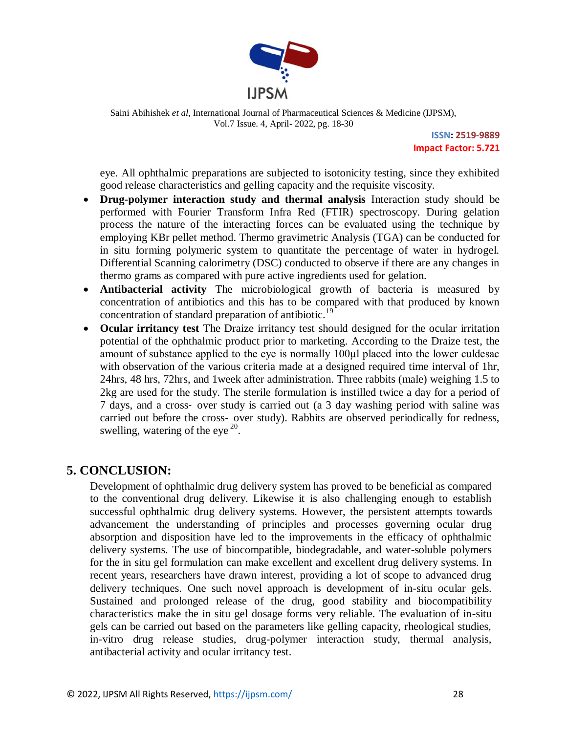eye. All ophthalmic preparations are subjected to isotonicity testing, since they exhibited good release characteristics and gelling capacity and the requisite viscosity.

- **Drug-polymer interaction study and thermal analysis** Interaction study should be performed with Fourier Transform Infra Red (FTIR) spectroscopy. During gelation process the nature of the interacting forces can be evaluated using the technique by employing KBr pellet method. Thermo gravimetric Analysis (TGA) can be conducted for in situ forming polymeric system to quantitate the percentage of water in hydrogel. Differential Scanning calorimetry (DSC) conducted to observe if there are any changes in thermo grams as compared with pure active ingredients used for gelation.
- **Antibacterial activity** The microbiological growth of bacteria is measured by concentration of antibiotics and this has to be compared with that produced by known concentration of standard preparation of antibiotic.[19]
- **Ocular irritancy test** The Draize irritancy test should designed for the ocular irritation potential of the ophthalmic product prior to marketing. According to the Draize test, the amount of substance applied to the eye is normally 100μl placed into the lower culdesac with observation of the various criteria made at a designed required time interval of 1hr, 24hrs, 48 hrs, 72hrs, and 1week after administration. Three rabbits (male) weighing 1.5 to 2kg are used for the study. The sterile formulation is instilled twice a day for a period of 7 days, and a cross- over study is carried out (a 3 day washing period with saline was carried out before the cross- over study). Rabbits are observed periodically for redness, swelling, watering of the eye [20].

## 5. CONCLUSION:

Development of ophthalmic drug delivery system has proved to be beneficial as compared to the conventional drug delivery. Likewise it is also challenging enough to establish successful ophthalmic drug delivery systems. However, the persistent attempts towards advancement the understanding of principles and processes governing ocular drug absorption and disposition have led to the improvements in the efficacy of ophthalmic delivery systems. The use of biocompatible, biodegradable, and water-soluble polymers for the in situ gel formulation can make excellent and excellent drug delivery systems. In recent years, researchers have drawn interest, providing a lot of scope to advanced drug delivery techniques. One such novel approach is development of in-situ ocular gels. Sustained and prolonged release of the drug, good stability and biocompatibility characteristics make the in situ gel dosage forms very reliable. The evaluation of in-situ gels can be carried out based on the parameters like gelling capacity, rheological studies, in-vitro drug release studies, drug-polymer interaction study, thermal analysis, antibacterial activity and ocular irritancy test.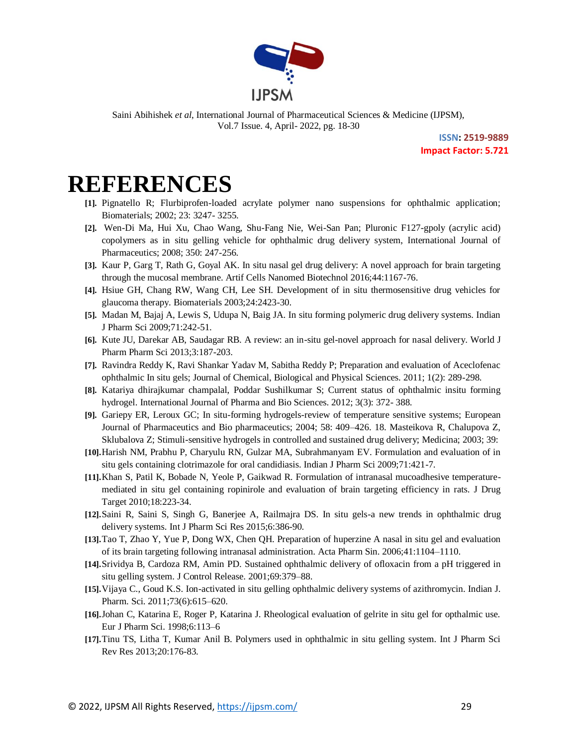# REFERENCES

[1]. Pignatello R; Flurbiprofen-loaded acrylate polymer nano suspensions for ophthalmic application; Biomaterials; 2002; 23: 3247- 3255.

[2]. Wen-Di Ma, Hui Xu, Chao Wang, Shu-Fang Nie, Wei-San Pan; Pluronic F127-gpoly (acrylic acid) copolymers as in situ gelling vehicle for ophthalmic drug delivery system, International Journal of Pharmaceutics; 2008; 350: 247-256.

[3]. Kaur P, Garg T, Rath G, Goyal AK. In situ nasal gel drug delivery: A novel approach for brain targeting through the mucosal membrane. Artif Cells Nanomed Biotechnol 2016;44:1167-76.

[4]. Hsiue GH, Chang RW, Wang CH, Lee SH. Development of in situ thermosensitive drug vehicles for glaucoma therapy. Biomaterials 2003;24:2423-30.

[5]. Madan M, Bajaj A, Lewis S, Udupa N, Baig JA. In situ forming polymeric drug delivery systems. Indian J Pharm Sci 2009;71:242-51.

[6]. Kute JU, Darekar AB, Saudagar RB. A review: an in-situ gel-novel approach for nasal delivery. World J Pharm Pharm Sci 2013;3:187-203.

[7]. Ravindra Reddy K, Ravi Shankar Yadav M, Sabitha Reddy P; Preparation and evaluation of Aceclofenac ophthalmic In situ gels; Journal of Chemical, Biological and Physical Sciences. 2011; 1(2): 289-298.

[8]. Katariya dhirajkumar champalal, Poddar Sushilkumar S; Current status of ophthalmic insitu forming hydrogel. International Journal of Pharma and Bio Sciences. 2012; 3(3): 372- 388.

[9]. Gariepy ER, Leroux GC; In situ-forming hydrogels-review of temperature sensitive systems; European Journal of Pharmaceutics and Bio pharmaceutics; 2004; 58: 409–426. 18. Masteikova R, Chalupova Z, Sklubalova Z; Stimuli-sensitive hydrogels in controlled and sustained drug delivery; Medicina; 2003; 39:

[10]. Harish NM, Prabhu P, Charyulu RN, Gulzar MA, Subrahmanyam EV. Formulation and evaluation of in situ gels containing clotrimazole for oral candidiasis. Indian J Pharm Sci 2009;71:421-7.

[11]. Khan S, Patil K, Bobade N, Yeole P, Gaikwad R. Formulation of intranasal mucoadhesive temperature-mediated in situ gel containing ropinirole and evaluation of brain targeting efficiency in rats. J Drug Target 2010;18:223-34.

[12]. Saini R, Saini S, Singh G, Banerjee A, Railmajra DS. In situ gels-a new trends in ophthalmic drug delivery systems. Int J Pharm Sci Res 2015;6:386-90.

[13]. Tao T, Zhao Y, Yue P, Dong WX, Chen QH. Preparation of huperzine A nasal in situ gel and evaluation of its brain targeting following intranasal administration. Acta Pharm Sin. 2006;41:1104–1110.

[14]. Srividya B, Cardoza RM, Amin PD. Sustained ophthalmic delivery of ofloxacin from a pH triggered in situ gelling system. J Control Release. 2001;69:379–88.

[15]. Vijaya C., Goud K.S. Ion-activated in situ gelling ophthalmic delivery systems of azithromycin. Indian J. Pharm. Sci. 2011;73(6):615–620.

[16]. Johan C, Katarina E, Roger P, Katarina J. Rheological evaluation of gelrite in situ gel for opthalmic use. Eur J Pharm Sci. 1998;6:113–6

[17]. Tinu TS, Litha T, Kumar Anil B. Polymers used in ophthalmic in situ gelling system. Int J Pharm Sci Rev Res 2013;20:176-83.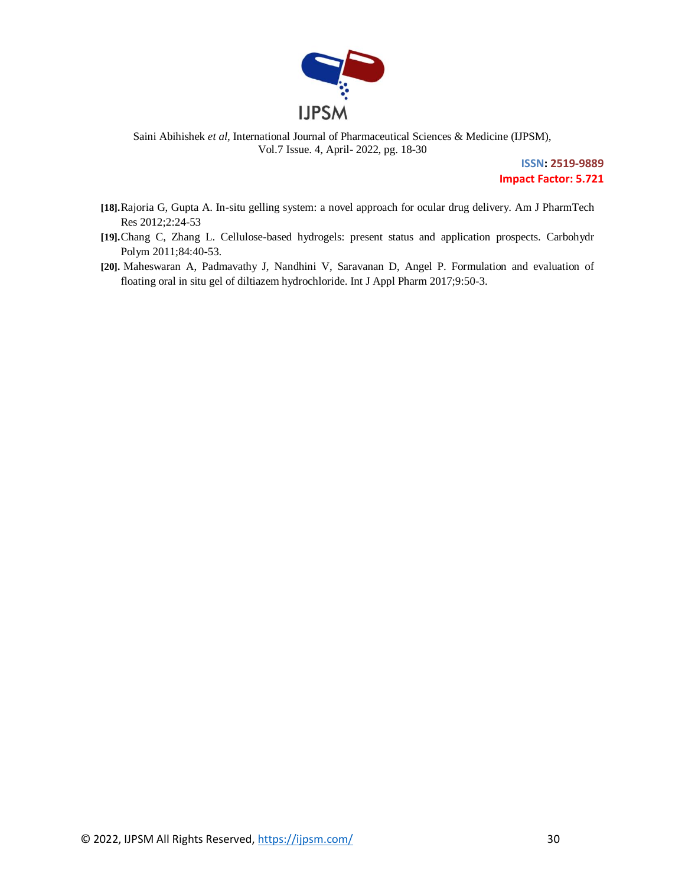[18]. Rajoria G, Gupta A. In-situ gelling system: a novel approach for ocular drug delivery. Am J PharmTech Res 2012;2:24-53

[19]. Chang C, Zhang L. Cellulose-based hydrogels: present status and application prospects. Carbohydr Polym 2011;84:40-53.

[20]. Maheswaran A, Padmavathy J, Nandhini V, Saravanan D, Angel P. Formulation and evaluation of floating oral in situ gel of diltiazem hydrochloride. Int J Appl Pharm 2017;9:50-3.